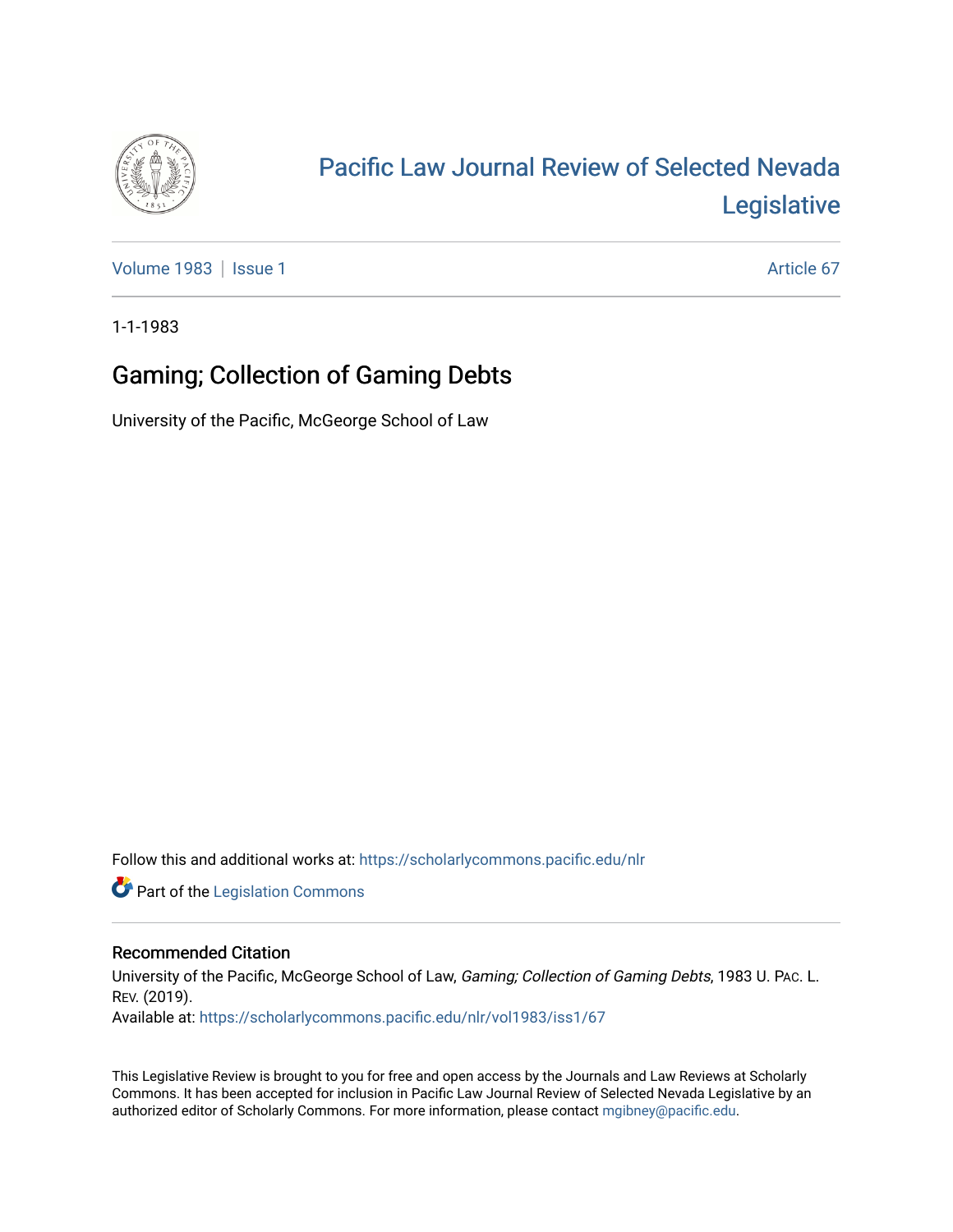# Pacific Law Journal Review of Selected Nevada Legislative

Volume 1983 | Issue 1 Article 67

1-1-1983

## Gaming; Collection of Gaming Debts

University of the Pacific, McGeorge School of Law

Follow this and additional works at: https://scholarlycommons.pacific.edu/nlr

Part of the Legislation Commons

### Recommended Citation

University of the Pacific, McGeorge School of Law, *Gaming; Collection of Gaming Debts*, 1983 U. Pac. L. Rev. (2019).

Available at: https://scholarlycommons.pacific.edu/nlr/vol1983/iss1/67

This Legislative Review is brought to you for free and open access by the Journals and Law Reviews at Scholarly Commons. It has been accepted for inclusion in Pacific Law Journal Review of Selected Nevada Legislative by an authorized editor of Scholarly Commons. For more information, please contact mgibney@pacific.edu.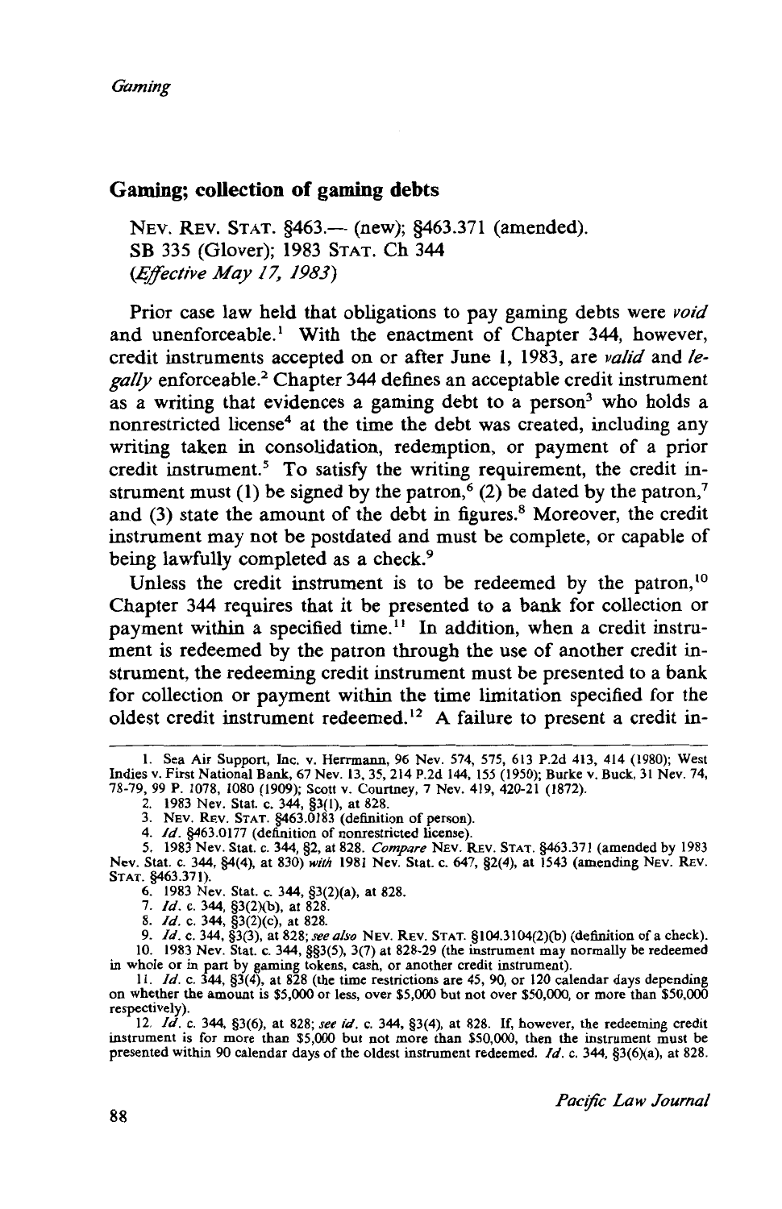## Gaming; collection of gaming debts

NEV. REV. STAT. §463.— (new); §463.371 (amended).
SB 335 (Glover); 1983 STAT. Ch 344
*(Effective May 17, 1983)*

Prior case law held that obligations to pay gaming debts were *void* and unenforceable.[1] With the enactment of Chapter 344, however, credit instruments accepted on or after June 1, 1983, are *valid* and *legally* enforceable.[2] Chapter 344 defines an acceptable credit instrument as a writing that evidences a gaming debt to a person[3] who holds a nonrestricted license[4] at the time the debt was created, including any writing taken in consolidation, redemption, or payment of a prior credit instrument.[5] To satisfy the writing requirement, the credit instrument must (1) be signed by the patron,[6] (2) be dated by the patron,[7] and (3) state the amount of the debt in figures.[8] Moreover, the credit instrument may not be postdated and must be complete, or capable of being lawfully completed as a check.[9]

Unless the credit instrument is to be redeemed by the patron,[10] Chapter 344 requires that it be presented to a bank for collection or payment within a specified time.[11] In addition, when a credit instrument is redeemed by the patron through the use of another credit instrument, the redeeming credit instrument must be presented to a bank for collection or payment within the time limitation specified for the oldest credit instrument redeemed.[12] A failure to present a credit in-

---

1. Sea Air Support, Inc. v. Herrmann, 96 Nev. 574, 575, 613 P.2d 413, 414 (1980); West Indies v. First National Bank, 67 Nev. 13, 35, 214 P.2d 144, 155 (1950); Burke v. Buck, 31 Nev. 74, 78-79, 99 P. 1078, 1080 (1909); Scott v. Courtney, 7 Nev. 419, 420-21 (1872).
2. 1983 Nev. Stat. c. 344, §3(1), at 828.
3. NEV. REV. STAT. §463.0183 (definition of person).
4. *Id.* §463.0177 (definition of nonrestricted license).
5. 1983 Nev. Stat. c. 344, §2, at 828. *Compare* NEV. REV. STAT. §463.371 (amended by 1983 Nev. Stat. c. 344, §4(4), at 830) *with* 1981 Nev. Stat. c. 647, §2(4), at 1543 (amending NEV. REV. STAT. §463.371).
6. 1983 Nev. Stat. c. 344, §3(2)(a), at 828.
7. *Id.* c. 344, §3(2)(b), at 828.
8. *Id.* c. 344, §3(2)(c), at 828.
9. *Id.* c. 344, §3(3), at 828; *see also* NEV. REV. STAT. §104.3104(2)(b) (definition of a check).
10. 1983 Nev. Stat. c. 344, §§3(5), 3(7) at 828-29 (the instrument may normally be redeemed in whole or in part by gaming tokens, cash, or another credit instrument).
11. *Id.* c. 344, §3(4), at 828 (the time restrictions are 45, 90, or 120 calendar days depending on whether the amount is $5,000 or less, over $5,000 but not over $50,000, or more than $50,000 respectively).
12. *Id.* c. 344, §3(6), at 828; *see id.* c. 344, §3(4), at 828. If, however, the redeeming credit instrument is for more than $5,000 but not more than $50,000, then the instrument must be presented within 90 calendar days of the oldest instrument redeemed. *Id.* c. 344, §3(6)(a), at 828.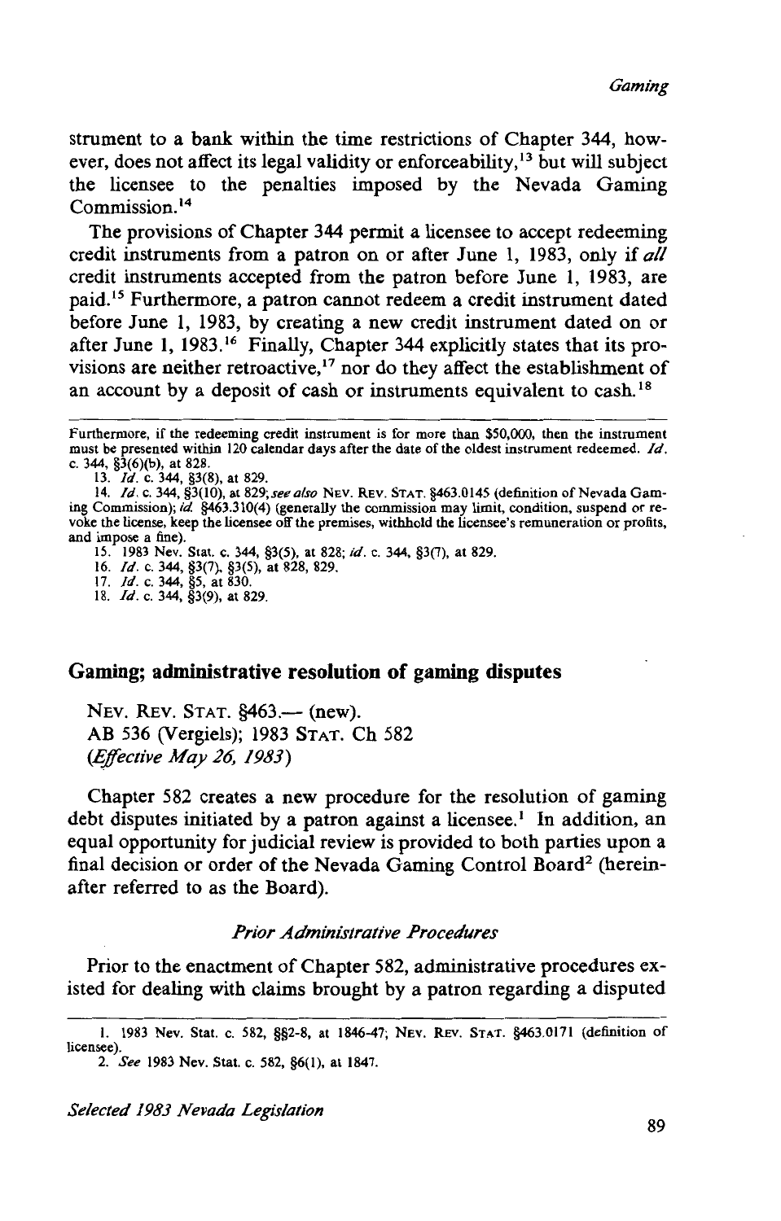strument to a bank within the time restrictions of Chapter 344, however, does not affect its legal validity or enforceability,[13] but will subject the licensee to the penalties imposed by the Nevada Gaming Commission.[14]

The provisions of Chapter 344 permit a licensee to accept redeeming credit instruments from a patron on or after June 1, 1983, only if *all* credit instruments accepted from the patron before June 1, 1983, are paid.[15] Furthermore, a patron cannot redeem a credit instrument dated before June 1, 1983, by creating a new credit instrument dated on or after June 1, 1983.[16] Finally, Chapter 344 explicitly states that its provisions are neither retroactive,[17] nor do they affect the establishment of an account by a deposit of cash or instruments equivalent to cash.[18]

---

Furthermore, if the redeeming credit instrument is for more than $50,000, then the instrument must be presented within 120 calendar days after the date of the oldest instrument redeemed. *Id.* c. 344, §3(6)(b), at 828.

13. *Id.* c. 344, §3(8), at 829.
14. *Id.* c. 344, §3(10), at 829; *see also* NEV. REV. STAT. §463.0145 (definition of Nevada Gaming Commission); *id.* §463.310(4) (generally the commission may limit, condition, suspend or revoke the license, keep the licensee off the premises, withhold the licensee's remuneration or profits, and impose a fine).
15. 1983 Nev. Stat. c. 344, §3(5), at 828; *id.* c. 344, §3(7), at 829.
16. *Id.* c. 344, §3(7), §3(5), at 828, 829.
17. *Id.* c. 344, §5, at 830.
18. *Id.* c. 344, §3(9), at 829.

## Gaming; administrative resolution of gaming disputes

NEV. REV. STAT. §463.— (new).
AB 536 (Vergiels); 1983 STAT. Ch 582
*(Effective May 26, 1983)*

Chapter 582 creates a new procedure for the resolution of gaming debt disputes initiated by a patron against a licensee.[1] In addition, an equal opportunity for judicial review is provided to both parties upon a final decision or order of the Nevada Gaming Control Board[2] (hereinafter referred to as the Board).

### *Prior Administrative Procedures*

Prior to the enactment of Chapter 582, administrative procedures existed for dealing with claims brought by a patron regarding a disputed

---

1. 1983 Nev. Stat. c. 582, §§2-8, at 1846-47; NEV. REV. STAT. §463.0171 (definition of licensee).
2. *See* 1983 Nev. Stat. c. 582, §6(1), at 1847.